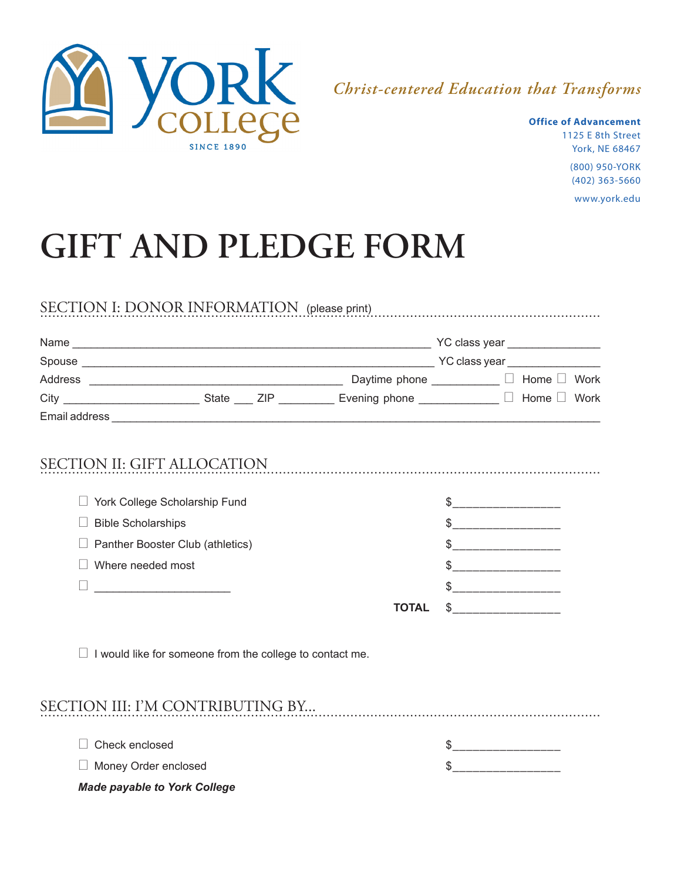York College SINCE 1890

*Christ-centered Education that Transforms*

**Office of Advancement**
1125 E 8th Street
York, NE 68467

(800) 950-YORK
(402) 363-5660

www.york.edu

# GIFT AND PLEDGE FORM

## SECTION I: DONOR INFORMATION (please print)

Name ________________________________________________ YC class year ____________

Spouse ______________________________________________ YC class year ____________

Address ____________________________________ Daytime phone __________ ☐ Home ☐ Work

City ___________________ State ___ ZIP ________ Evening phone ___________ ☐ Home ☐ Work

Email address ____________________________________________________________________

## SECTION II: GIFT ALLOCATION

| | |
|---|---|
| ☐ York College Scholarship Fund | $______________ |
| ☐ Bible Scholarships | $______________ |
| ☐ Panther Booster Club (athletics) | $______________ |
| ☐ Where needed most | $______________ |
| ☐ ____________________ | $______________ |
| **TOTAL** | $______________ |

☐ I would like for someone from the college to contact me.

## SECTION III: I'M CONTRIBUTING BY...

| | |
|---|---|
| ☐ Check enclosed | $______________ |
| ☐ Money Order enclosed | $______________ |

***Made payable to York College***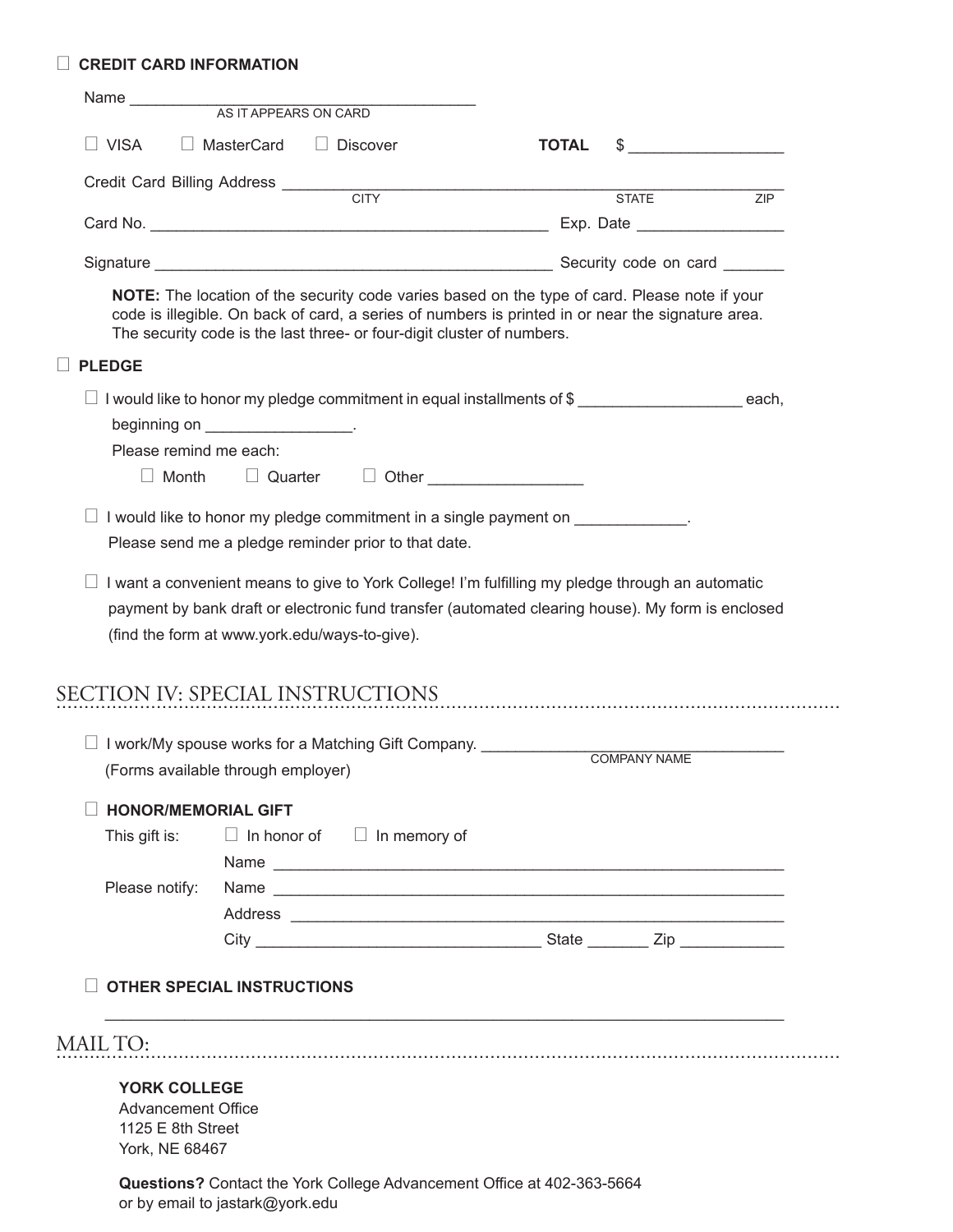☐ **CREDIT CARD INFORMATION**

Name ________________________________________
AS IT APPEARS ON CARD

☐ VISA ☐ MasterCard ☐ Discover **TOTAL** $ _________________

Credit Card Billing Address ____________________________________________________________
CITY STATE ZIP

Card No. ______________________________________________ Exp. Date ________________

Signature ______________________________________________ Security code on card _______

**NOTE:** The location of the security code varies based on the type of card. Please note if your code is illegible. On back of card, a series of numbers is printed in or near the signature area. The security code is the last three- or four-digit cluster of numbers.

☐ **PLEDGE**

☐ I would like to honor my pledge commitment in equal installments of $ __________________ each, beginning on ________________.

Please remind me each:

☐ Month ☐ Quarter ☐ Other _________________

☐ I would like to honor my pledge commitment in a single payment on ____________.
Please send me a pledge reminder prior to that date.

☐ I want a convenient means to give to York College! I'm fulfilling my pledge through an automatic payment by bank draft or electronic fund transfer (automated clearing house). My form is enclosed (find the form at www.york.edu/ways-to-give).

## SECTION IV: SPECIAL INSTRUCTIONS

☐ I work/My spouse works for a Matching Gift Company. ________________________________
COMPANY NAME
(Forms available through employer)

☐ **HONOR/MEMORIAL GIFT**

This gift is: ☐ In honor of ☐ In memory of

Name ____________________________________________________________

Please notify: Name ____________________________________________________________

Address __________________________________________________________

City ________________________________ State _______ Zip ___________

☐ **OTHER SPECIAL INSTRUCTIONS**

______________________________________________________________________________

## MAIL TO:

**YORK COLLEGE**
Advancement Office
1125 E 8th Street
York, NE 68467

**Questions?** Contact the York College Advancement Office at 402-363-5664
or by email to jastark@york.edu